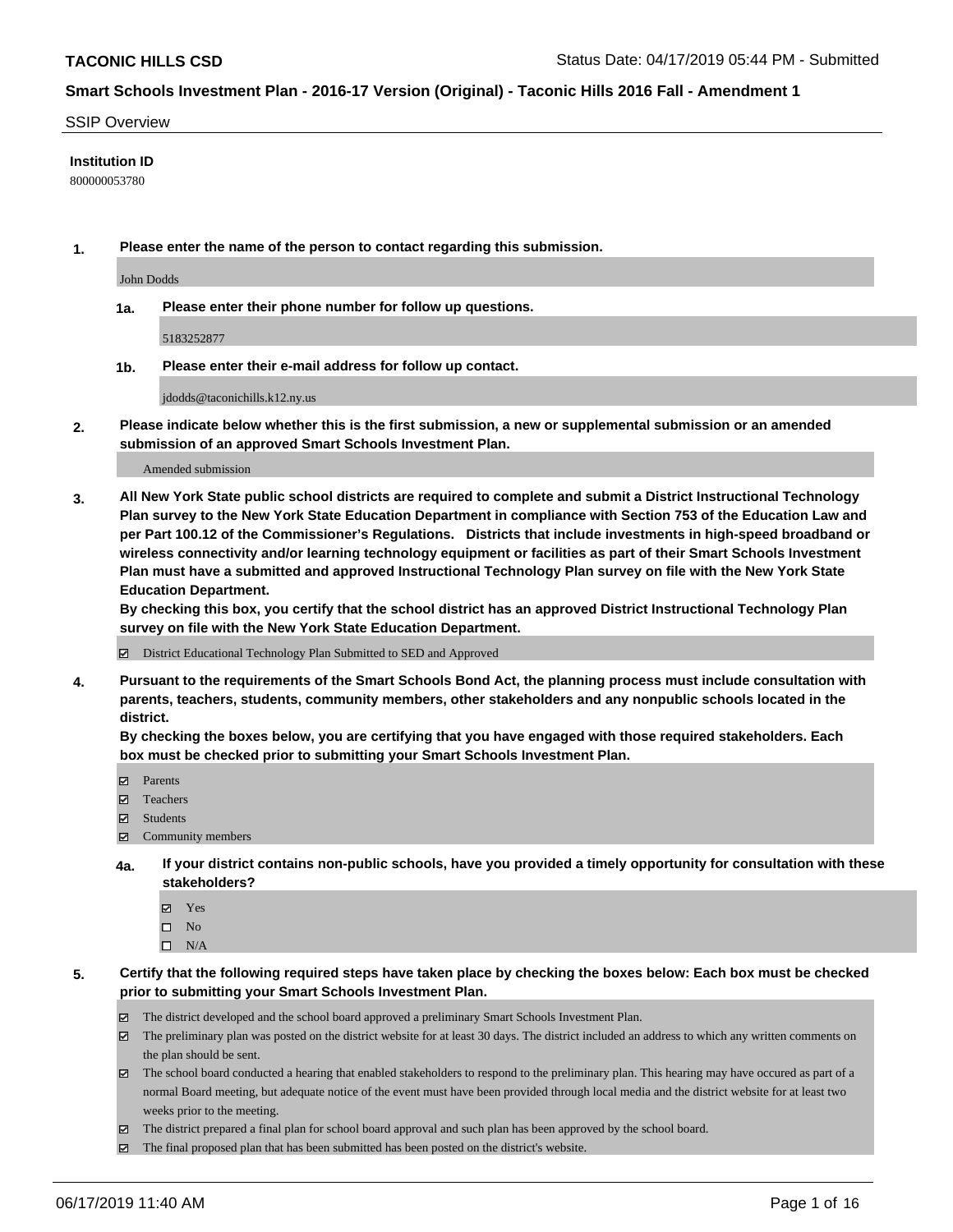**TACONIC HILLS CSD** Status Date: 04/17/2019 05:44 PM - Submitted

## Smart Schools Investment Plan - 2016-17 Version (Original) - Taconic Hills 2016 Fall - Amendment 1

SSIP Overview

**Institution ID**

800000053780

**1. Please enter the name of the person to contact regarding this submission.**

John Dodds

**1a. Please enter their phone number for follow up questions.**

5183252877

**1b. Please enter their e-mail address for follow up contact.**

jdodds@taconichills.k12.ny.us

**2. Please indicate below whether this is the first submission, a new or supplemental submission or an amended submission of an approved Smart Schools Investment Plan.**

Amended submission

**3. All New York State public school districts are required to complete and submit a District Instructional Technology Plan survey to the New York State Education Department in compliance with Section 753 of the Education Law and per Part 100.12 of the Commissioner's Regulations. Districts that include investments in high-speed broadband or wireless connectivity and/or learning technology equipment or facilities as part of their Smart Schools Investment Plan must have a submitted and approved Instructional Technology Plan survey on file with the New York State Education Department.**
**By checking this box, you certify that the school district has an approved District Instructional Technology Plan survey on file with the New York State Education Department.**

- [x] District Educational Technology Plan Submitted to SED and Approved

**4. Pursuant to the requirements of the Smart Schools Bond Act, the planning process must include consultation with parents, teachers, students, community members, other stakeholders and any nonpublic schools located in the district.**
**By checking the boxes below, you are certifying that you have engaged with those required stakeholders. Each box must be checked prior to submitting your Smart Schools Investment Plan.**

- [x] Parents
- [x] Teachers
- [x] Students
- [x] Community members

**4a. If your district contains non-public schools, have you provided a timely opportunity for consultation with these stakeholders?**

- [x] Yes
- [ ] No
- [ ] N/A

**5. Certify that the following required steps have taken place by checking the boxes below: Each box must be checked prior to submitting your Smart Schools Investment Plan.**

- [x] The district developed and the school board approved a preliminary Smart Schools Investment Plan.
- [x] The preliminary plan was posted on the district website for at least 30 days. The district included an address to which any written comments on the plan should be sent.
- [x] The school board conducted a hearing that enabled stakeholders to respond to the preliminary plan. This hearing may have occured as part of a normal Board meeting, but adequate notice of the event must have been provided through local media and the district website for at least two weeks prior to the meeting.
- [x] The district prepared a final plan for school board approval and such plan has been approved by the school board.
- [x] The final proposed plan that has been submitted has been posted on the district's website.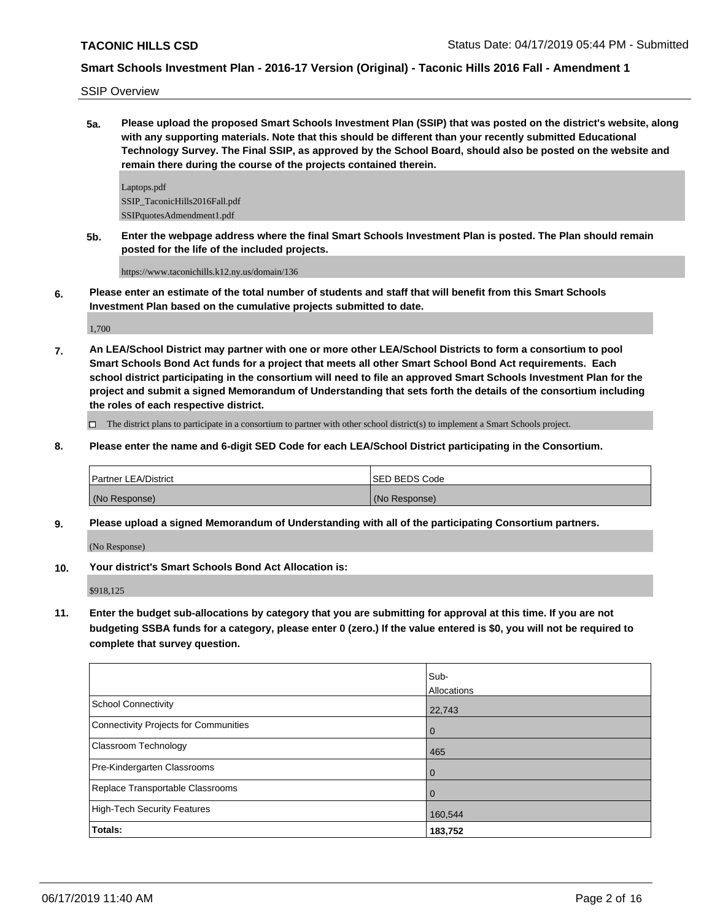SSIP Overview

**5a. Please upload the proposed Smart Schools Investment Plan (SSIP) that was posted on the district's website, along with any supporting materials. Note that this should be different than your recently submitted Educational Technology Survey. The Final SSIP, as approved by the School Board, should also be posted on the website and remain there during the course of the projects contained therein.**

Laptops.pdf
SSIP_TaconicHills2016Fall.pdf
SSIPquotesAdmendment1.pdf

**5b. Enter the webpage address where the final Smart Schools Investment Plan is posted. The Plan should remain posted for the life of the included projects.**

https://www.taconichills.k12.ny.us/domain/136

**6. Please enter an estimate of the total number of students and staff that will benefit from this Smart Schools Investment Plan based on the cumulative projects submitted to date.**

1,700

**7. An LEA/School District may partner with one or more other LEA/School Districts to form a consortium to pool Smart Schools Bond Act funds for a project that meets all other Smart School Bond Act requirements. Each school district participating in the consortium will need to file an approved Smart Schools Investment Plan for the project and submit a signed Memorandum of Understanding that sets forth the details of the consortium including the roles of each respective district.**

☐ The district plans to participate in a consortium to partner with other school district(s) to implement a Smart Schools project.

**8. Please enter the name and 6-digit SED Code for each LEA/School District participating in the Consortium.**

| Partner LEA/District | SED BEDS Code |
|---|---|
| (No Response) | (No Response) |

**9. Please upload a signed Memorandum of Understanding with all of the participating Consortium partners.**

(No Response)

**10. Your district's Smart Schools Bond Act Allocation is:**

$918,125

**11. Enter the budget sub-allocations by category that you are submitting for approval at this time. If you are not budgeting SSBA funds for a category, please enter 0 (zero.) If the value entered is $0, you will not be required to complete that survey question.**

| | Sub-Allocations |
|---|---|
| School Connectivity | 22,743 |
| Connectivity Projects for Communities | 0 |
| Classroom Technology | 465 |
| Pre-Kindergarten Classrooms | 0 |
| Replace Transportable Classrooms | 0 |
| High-Tech Security Features | 160,544 |
| **Totals:** | **183,752** |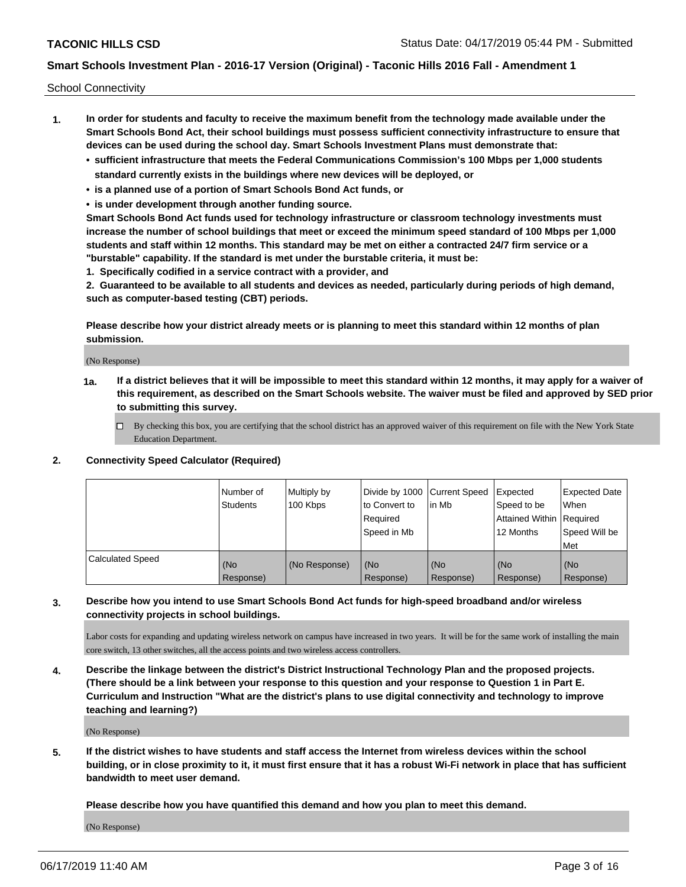School Connectivity

1. **In order for students and faculty to receive the maximum benefit from the technology made available under the Smart Schools Bond Act, their school buildings must possess sufficient connectivity infrastructure to ensure that devices can be used during the school day. Smart Schools Investment Plans must demonstrate that:**
   - **sufficient infrastructure that meets the Federal Communications Commission's 100 Mbps per 1,000 students standard currently exists in the buildings where new devices will be deployed, or**
   - **is a planned use of a portion of Smart Schools Bond Act funds, or**
   - **is under development through another funding source.**

   **Smart Schools Bond Act funds used for technology infrastructure or classroom technology investments must increase the number of school buildings that meet or exceed the minimum speed standard of 100 Mbps per 1,000 students and staff within 12 months. This standard may be met on either a contracted 24/7 firm service or a "burstable" capability. If the standard is met under the burstable criteria, it must be:**

   **1. Specifically codified in a service contract with a provider, and**

   **2. Guaranteed to be available to all students and devices as needed, particularly during periods of high demand, such as computer-based testing (CBT) periods.**

   **Please describe how your district already meets or is planning to meet this standard within 12 months of plan submission.**

   (No Response)

   **1a. If a district believes that it will be impossible to meet this standard within 12 months, it may apply for a waiver of this requirement, as described on the Smart Schools website. The waiver must be filed and approved by SED prior to submitting this survey.**

   ☐ By checking this box, you are certifying that the school district has an approved waiver of this requirement on file with the New York State Education Department.

2. **Connectivity Speed Calculator (Required)**

| | Number of Students | Multiply by 100 Kbps | Divide by 1000 to Convert to Required Speed in Mb | Current Speed in Mb | Expected Speed to be Attained Within 12 Months | Expected Date When Required Speed Will be Met |
|---|---|---|---|---|---|---|
| Calculated Speed | (No Response) | (No Response) | (No Response) | (No Response) | (No Response) | (No Response) |

3. **Describe how you intend to use Smart Schools Bond Act funds for high-speed broadband and/or wireless connectivity projects in school buildings.**

   Labor costs for expanding and updating wireless network on campus have increased in two years. It will be for the same work of installing the main core switch, 13 other switches, all the access points and two wireless access controllers.

4. **Describe the linkage between the district's District Instructional Technology Plan and the proposed projects. (There should be a link between your response to this question and your response to Question 1 in Part E. Curriculum and Instruction "What are the district's plans to use digital connectivity and technology to improve teaching and learning?)**

   (No Response)

5. **If the district wishes to have students and staff access the Internet from wireless devices within the school building, or in close proximity to it, it must first ensure that it has a robust Wi-Fi network in place that has sufficient bandwidth to meet user demand.**

   **Please describe how you have quantified this demand and how you plan to meet this demand.**

   (No Response)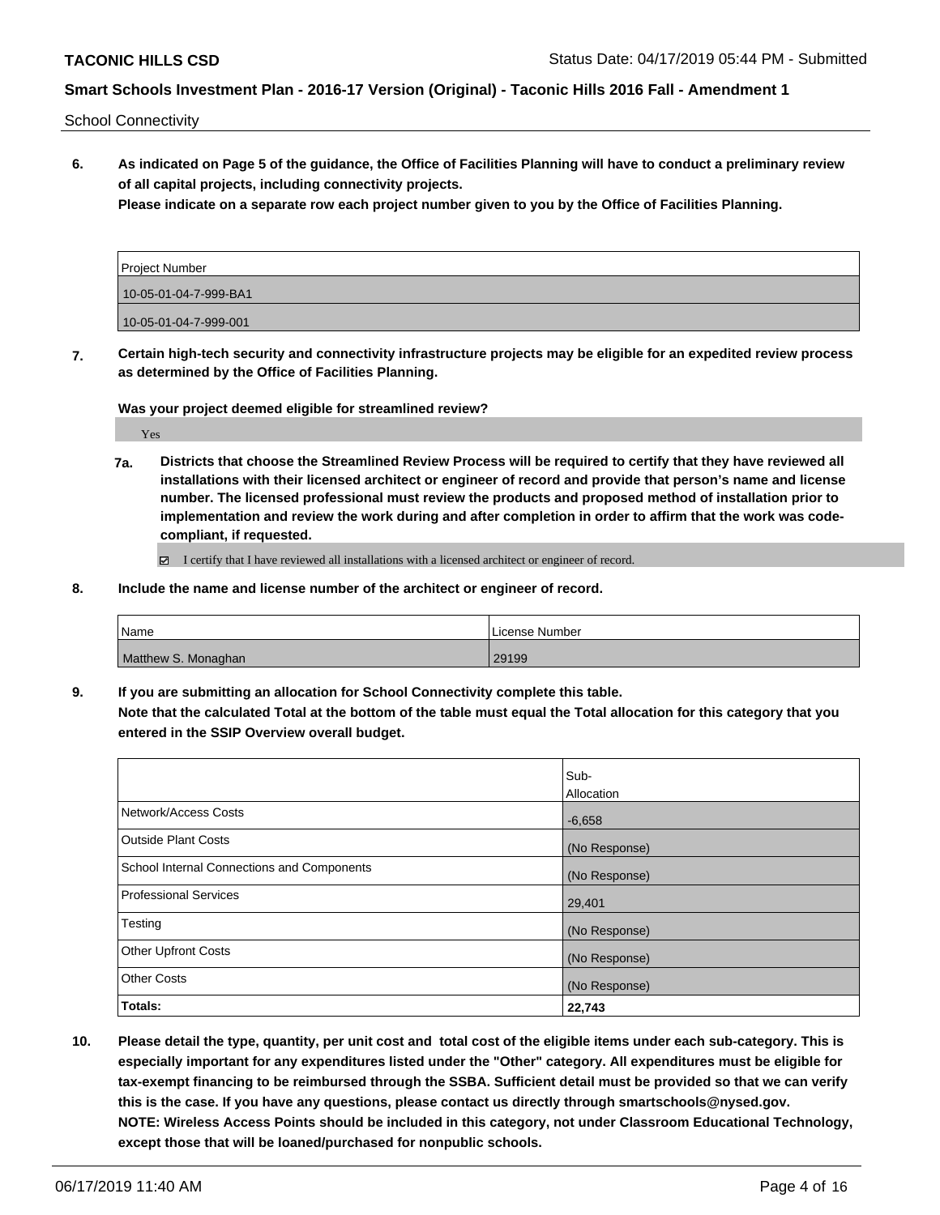School Connectivity

**6. As indicated on Page 5 of the guidance, the Office of Facilities Planning will have to conduct a preliminary review of all capital projects, including connectivity projects.**
**Please indicate on a separate row each project number given to you by the Office of Facilities Planning.**

| Project Number |
|---|
| 10-05-01-04-7-999-BA1 |
| 10-05-01-04-7-999-001 |

**7. Certain high-tech security and connectivity infrastructure projects may be eligible for an expedited review process as determined by the Office of Facilities Planning.**

**Was your project deemed eligible for streamlined review?**

Yes

**7a. Districts that choose the Streamlined Review Process will be required to certify that they have reviewed all installations with their licensed architect or engineer of record and provide that person's name and license number. The licensed professional must review the products and proposed method of installation prior to implementation and review the work during and after completion in order to affirm that the work was code-compliant, if requested.**

☑ I certify that I have reviewed all installations with a licensed architect or engineer of record.

**8. Include the name and license number of the architect or engineer of record.**

| Name | License Number |
|---|---|
| Matthew S. Monaghan | 29199 |

**9. If you are submitting an allocation for School Connectivity complete this table.**
**Note that the calculated Total at the bottom of the table must equal the Total allocation for this category that you entered in the SSIP Overview overall budget.**

| | Sub-Allocation |
|---|---|
| Network/Access Costs | -6,658 |
| Outside Plant Costs | (No Response) |
| School Internal Connections and Components | (No Response) |
| Professional Services | 29,401 |
| Testing | (No Response) |
| Other Upfront Costs | (No Response) |
| Other Costs | (No Response) |
| **Totals:** | **22,743** |

**10. Please detail the type, quantity, per unit cost and total cost of the eligible items under each sub-category. This is especially important for any expenditures listed under the "Other" category. All expenditures must be eligible for tax-exempt financing to be reimbursed through the SSBA. Sufficient detail must be provided so that we can verify this is the case. If you have any questions, please contact us directly through smartschools@nysed.gov.**
**NOTE: Wireless Access Points should be included in this category, not under Classroom Educational Technology, except those that will be loaned/purchased for nonpublic schools.**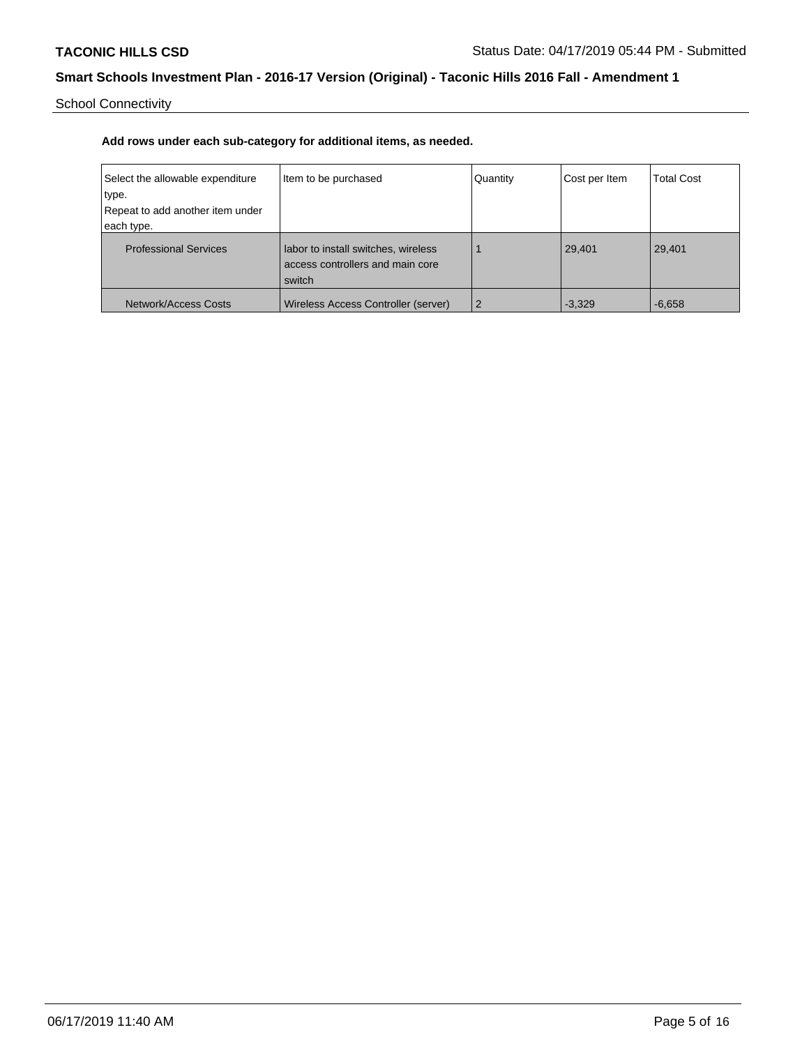School Connectivity

**Add rows under each sub-category for additional items, as needed.**

| Select the allowable expenditure type.<br>Repeat to add another item under each type. | Item to be purchased | Quantity | Cost per Item | Total Cost |
|---|---|---|---|---|
| Professional Services | labor to install switches, wireless access controllers and main core switch | 1 | 29,401 | 29,401 |
| Network/Access Costs | Wireless Access Controller (server) | 2 | -3,329 | -6,658 |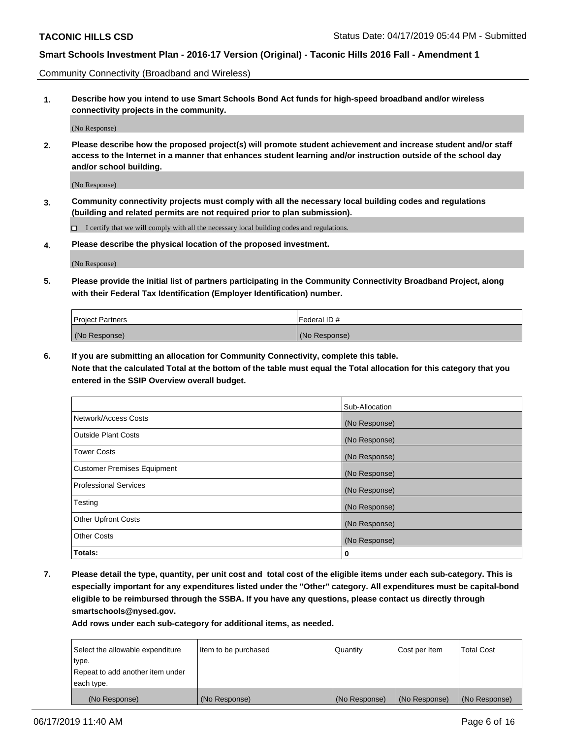Community Connectivity (Broadband and Wireless)

**1. Describe how you intend to use Smart Schools Bond Act funds for high-speed broadband and/or wireless connectivity projects in the community.**

(No Response)

**2. Please describe how the proposed project(s) will promote student achievement and increase student and/or staff access to the Internet in a manner that enhances student learning and/or instruction outside of the school day and/or school building.**

(No Response)

**3. Community connectivity projects must comply with all the necessary local building codes and regulations (building and related permits are not required prior to plan submission).**

☐ I certify that we will comply with all the necessary local building codes and regulations.

**4. Please describe the physical location of the proposed investment.**

(No Response)

**5. Please provide the initial list of partners participating in the Community Connectivity Broadband Project, along with their Federal Tax Identification (Employer Identification) number.**

| Project Partners | Federal ID # |
| --- | --- |
| (No Response) | (No Response) |

**6. If you are submitting an allocation for Community Connectivity, complete this table. Note that the calculated Total at the bottom of the table must equal the Total allocation for this category that you entered in the SSIP Overview overall budget.**

| | Sub-Allocation |
| --- | --- |
| Network/Access Costs | (No Response) |
| Outside Plant Costs | (No Response) |
| Tower Costs | (No Response) |
| Customer Premises Equipment | (No Response) |
| Professional Services | (No Response) |
| Testing | (No Response) |
| Other Upfront Costs | (No Response) |
| Other Costs | (No Response) |
| **Totals:** | **0** |

**7. Please detail the type, quantity, per unit cost and total cost of the eligible items under each sub-category. This is especially important for any expenditures listed under the "Other" category. All expenditures must be capital-bond eligible to be reimbursed through the SSBA. If you have any questions, please contact us directly through smartschools@nysed.gov.**

**Add rows under each sub-category for additional items, as needed.**

| Select the allowable expenditure type. Repeat to add another item under each type. | Item to be purchased | Quantity | Cost per Item | Total Cost |
| --- | --- | --- | --- | --- |
| (No Response) | (No Response) | (No Response) | (No Response) | (No Response) |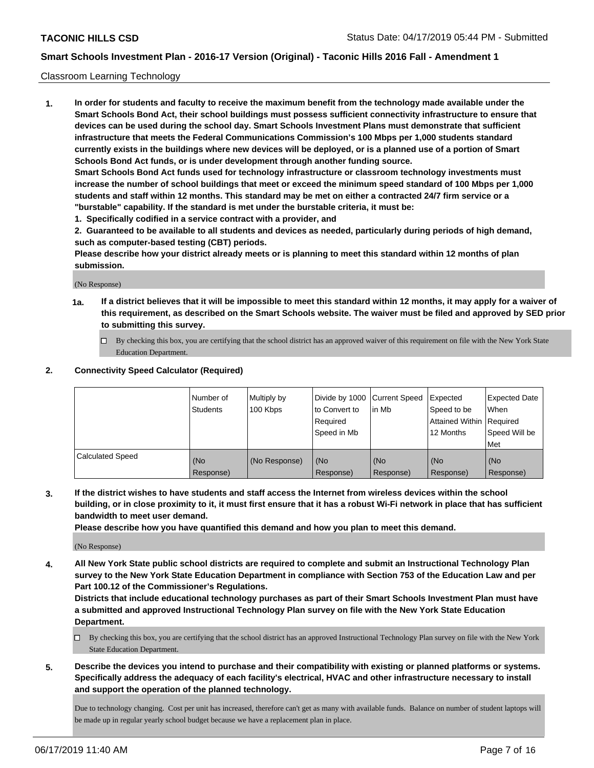Classroom Learning Technology

1. **In order for students and faculty to receive the maximum benefit from the technology made available under the Smart Schools Bond Act, their school buildings must possess sufficient connectivity infrastructure to ensure that devices can be used during the school day. Smart Schools Investment Plans must demonstrate that sufficient infrastructure that meets the Federal Communications Commission's 100 Mbps per 1,000 students standard currently exists in the buildings where new devices will be deployed, or is a planned use of a portion of Smart Schools Bond Act funds, or is under development through another funding source.**
**Smart Schools Bond Act funds used for technology infrastructure or classroom technology investments must increase the number of school buildings that meet or exceed the minimum speed standard of 100 Mbps per 1,000 students and staff within 12 months. This standard may be met on either a contracted 24/7 firm service or a "burstable" capability. If the standard is met under the burstable criteria, it must be:**
**1. Specifically codified in a service contract with a provider, and**
**2. Guaranteed to be available to all students and devices as needed, particularly during periods of high demand, such as computer-based testing (CBT) periods.**
**Please describe how your district already meets or is planning to meet this standard within 12 months of plan submission.**

(No Response)

**1a. If a district believes that it will be impossible to meet this standard within 12 months, it may apply for a waiver of this requirement, as described on the Smart Schools website. The waiver must be filed and approved by SED prior to submitting this survey.**

☐ By checking this box, you are certifying that the school district has an approved waiver of this requirement on file with the New York State Education Department.

2. **Connectivity Speed Calculator (Required)**

| | Number of Students | Multiply by 100 Kbps | Divide by 1000 to Convert to Required Speed in Mb | Current Speed in Mb | Expected Speed to be Attained Within 12 Months | Expected Date When Required Speed Will be Met |
|---|---|---|---|---|---|---|
| Calculated Speed | (No Response) | (No Response) | (No Response) | (No Response) | (No Response) | (No Response) |

3. **If the district wishes to have students and staff access the Internet from wireless devices within the school building, or in close proximity to it, it must first ensure that it has a robust Wi-Fi network in place that has sufficient bandwidth to meet user demand.**
**Please describe how you have quantified this demand and how you plan to meet this demand.**

(No Response)

4. **All New York State public school districts are required to complete and submit an Instructional Technology Plan survey to the New York State Education Department in compliance with Section 753 of the Education Law and per Part 100.12 of the Commissioner's Regulations.**
**Districts that include educational technology purchases as part of their Smart Schools Investment Plan must have a submitted and approved Instructional Technology Plan survey on file with the New York State Education Department.**

☐ By checking this box, you are certifying that the school district has an approved Instructional Technology Plan survey on file with the New York State Education Department.

5. **Describe the devices you intend to purchase and their compatibility with existing or planned platforms or systems. Specifically address the adequacy of each facility's electrical, HVAC and other infrastructure necessary to install and support the operation of the planned technology.**

Due to technology changing. Cost per unit has increased, therefore can't get as many with available funds. Balance on number of student laptops will be made up in regular yearly school budget because we have a replacement plan in place.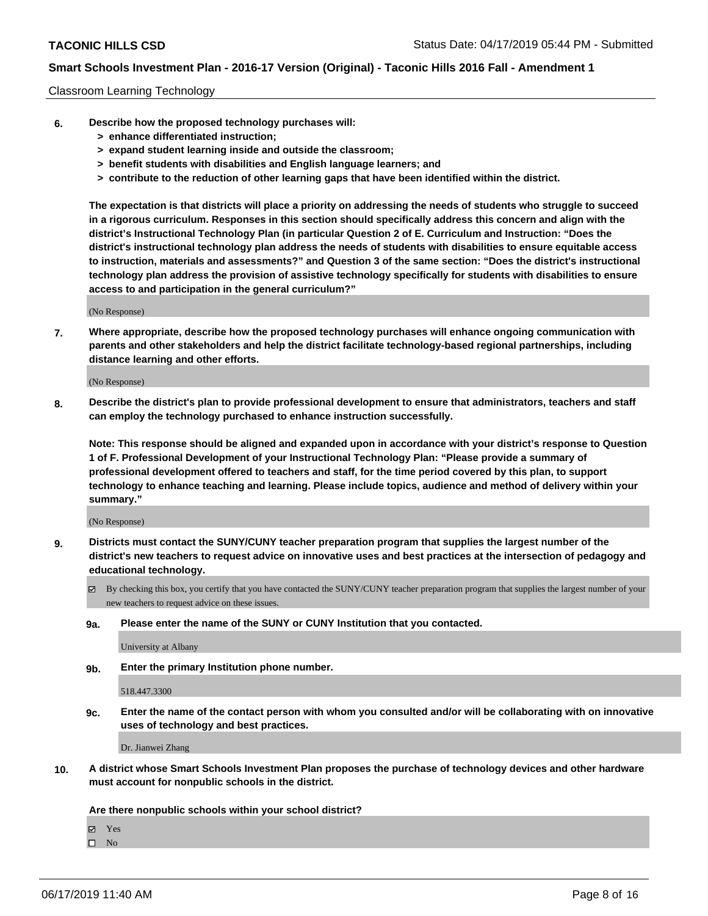Classroom Learning Technology

**6. Describe how the proposed technology purchases will:**
- **> enhance differentiated instruction;**
- **> expand student learning inside and outside the classroom;**
- **> benefit students with disabilities and English language learners; and**
- **> contribute to the reduction of other learning gaps that have been identified within the district.**

**The expectation is that districts will place a priority on addressing the needs of students who struggle to succeed in a rigorous curriculum. Responses in this section should specifically address this concern and align with the district's Instructional Technology Plan (in particular Question 2 of E. Curriculum and Instruction: "Does the district's instructional technology plan address the needs of students with disabilities to ensure equitable access to instruction, materials and assessments?" and Question 3 of the same section: "Does the district's instructional technology plan address the provision of assistive technology specifically for students with disabilities to ensure access to and participation in the general curriculum?"**

(No Response)

**7. Where appropriate, describe how the proposed technology purchases will enhance ongoing communication with parents and other stakeholders and help the district facilitate technology-based regional partnerships, including distance learning and other efforts.**

(No Response)

**8. Describe the district's plan to provide professional development to ensure that administrators, teachers and staff can employ the technology purchased to enhance instruction successfully.**

**Note: This response should be aligned and expanded upon in accordance with your district's response to Question 1 of F. Professional Development of your Instructional Technology Plan: "Please provide a summary of professional development offered to teachers and staff, for the time period covered by this plan, to support technology to enhance teaching and learning. Please include topics, audience and method of delivery within your summary."**

(No Response)

**9. Districts must contact the SUNY/CUNY teacher preparation program that supplies the largest number of the district's new teachers to request advice on innovative uses and best practices at the intersection of pedagogy and educational technology.**

☑ By checking this box, you certify that you have contacted the SUNY/CUNY teacher preparation program that supplies the largest number of your new teachers to request advice on these issues.

**9a. Please enter the name of the SUNY or CUNY Institution that you contacted.**

University at Albany

**9b. Enter the primary Institution phone number.**

518.447.3300

**9c. Enter the name of the contact person with whom you consulted and/or will be collaborating with on innovative uses of technology and best practices.**

Dr. Jianwei Zhang

**10. A district whose Smart Schools Investment Plan proposes the purchase of technology devices and other hardware must account for nonpublic schools in the district.**

**Are there nonpublic schools within your school district?**

☑ Yes
☐ No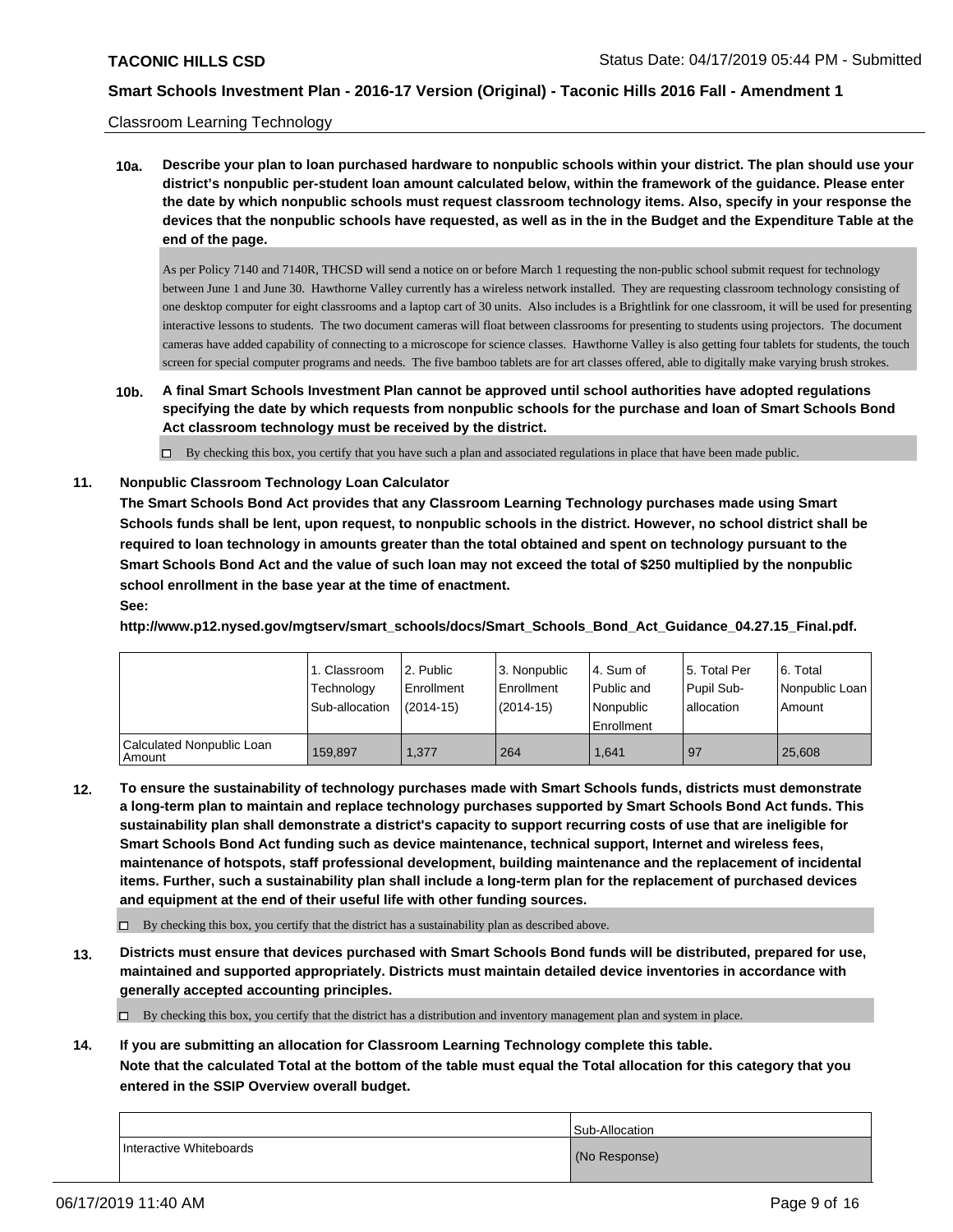Classroom Learning Technology

**10a. Describe your plan to loan purchased hardware to nonpublic schools within your district. The plan should use your district's nonpublic per-student loan amount calculated below, within the framework of the guidance. Please enter the date by which nonpublic schools must request classroom technology items. Also, specify in your response the devices that the nonpublic schools have requested, as well as in the in the Budget and the Expenditure Table at the end of the page.**

As per Policy 7140 and 7140R, THCSD will send a notice on or before March 1 requesting the non-public school submit request for technology between June 1 and June 30. Hawthorne Valley currently has a wireless network installed. They are requesting classroom technology consisting of one desktop computer for eight classrooms and a laptop cart of 30 units. Also includes is a Brightlink for one classroom, it will be used for presenting interactive lessons to students. The two document cameras will float between classrooms for presenting to students using projectors. The document cameras have added capability of connecting to a microscope for science classes. Hawthorne Valley is also getting four tablets for students, the touch screen for special computer programs and needs. The five bamboo tablets are for art classes offered, able to digitally make varying brush strokes.

**10b. A final Smart Schools Investment Plan cannot be approved until school authorities have adopted regulations specifying the date by which requests from nonpublic schools for the purchase and loan of Smart Schools Bond Act classroom technology must be received by the district.**

☐ By checking this box, you certify that you have such a plan and associated regulations in place that have been made public.

**11. Nonpublic Classroom Technology Loan Calculator**

**The Smart Schools Bond Act provides that any Classroom Learning Technology purchases made using Smart Schools funds shall be lent, upon request, to nonpublic schools in the district. However, no school district shall be required to loan technology in amounts greater than the total obtained and spent on technology pursuant to the Smart Schools Bond Act and the value of such loan may not exceed the total of $250 multiplied by the nonpublic school enrollment in the base year at the time of enactment.**

**See:**

**http://www.p12.nysed.gov/mgtserv/smart_schools/docs/Smart_Schools_Bond_Act_Guidance_04.27.15_Final.pdf.**

| | 1. Classroom Technology Sub-allocation | 2. Public Enrollment (2014-15) | 3. Nonpublic Enrollment (2014-15) | 4. Sum of Public and Nonpublic Enrollment | 5. Total Per Pupil Sub-allocation | 6. Total Nonpublic Loan Amount |
|---|---|---|---|---|---|---|
| Calculated Nonpublic Loan Amount | 159,897 | 1,377 | 264 | 1,641 | 97 | 25,608 |

**12. To ensure the sustainability of technology purchases made with Smart Schools funds, districts must demonstrate a long-term plan to maintain and replace technology purchases supported by Smart Schools Bond Act funds. This sustainability plan shall demonstrate a district's capacity to support recurring costs of use that are ineligible for Smart Schools Bond Act funding such as device maintenance, technical support, Internet and wireless fees, maintenance of hotspots, staff professional development, building maintenance and the replacement of incidental items. Further, such a sustainability plan shall include a long-term plan for the replacement of purchased devices and equipment at the end of their useful life with other funding sources.**

☐ By checking this box, you certify that the district has a sustainability plan as described above.

**13. Districts must ensure that devices purchased with Smart Schools Bond funds will be distributed, prepared for use, maintained and supported appropriately. Districts must maintain detailed device inventories in accordance with generally accepted accounting principles.**

☐ By checking this box, you certify that the district has a distribution and inventory management plan and system in place.

**14. If you are submitting an allocation for Classroom Learning Technology complete this table. Note that the calculated Total at the bottom of the table must equal the Total allocation for this category that you entered in the SSIP Overview overall budget.**

| | Sub-Allocation |
|---|---|
| Interactive Whiteboards | (No Response) |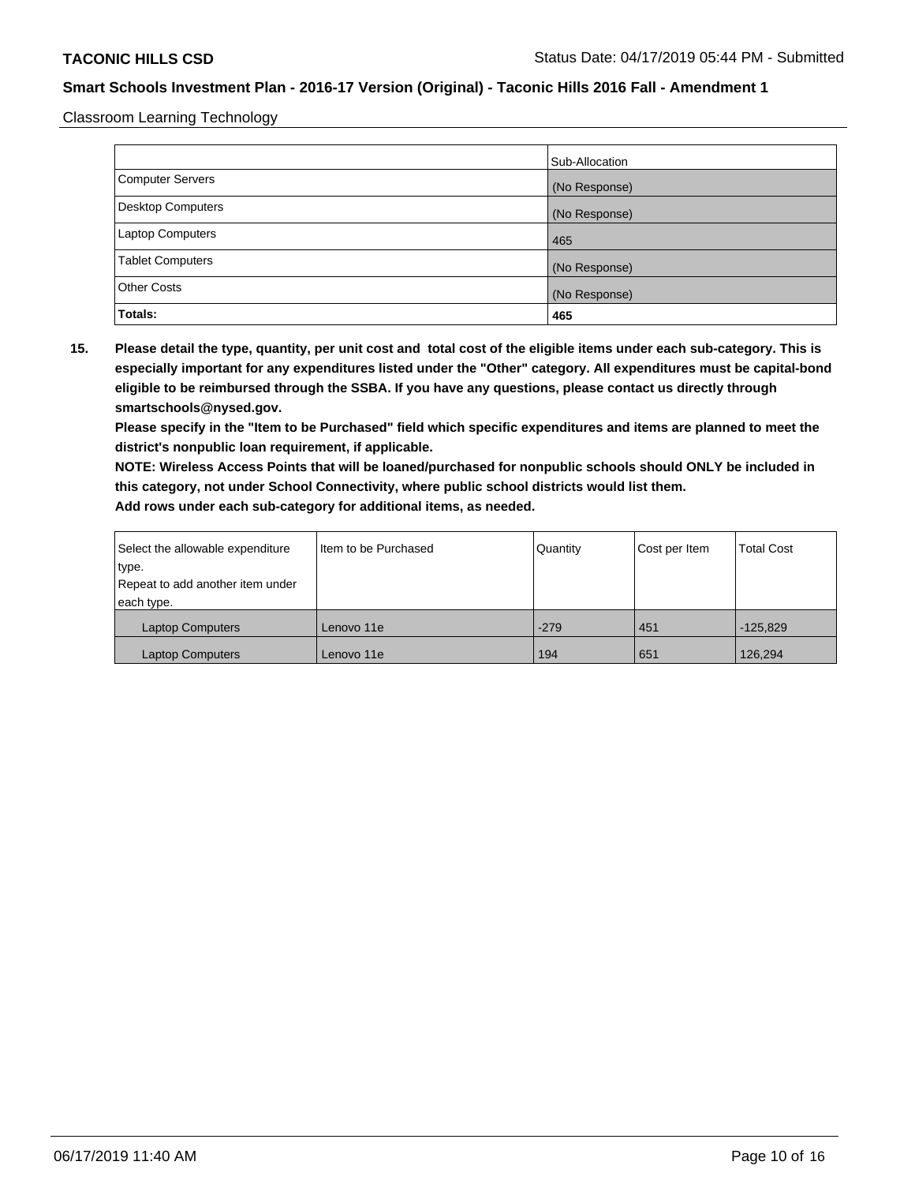Classroom Learning Technology

| | Sub-Allocation |
|---|---|
| Computer Servers | (No Response) |
| Desktop Computers | (No Response) |
| Laptop Computers | 465 |
| Tablet Computers | (No Response) |
| Other Costs | (No Response) |
| **Totals:** | **465** |

**15. Please detail the type, quantity, per unit cost and total cost of the eligible items under each sub-category. This is especially important for any expenditures listed under the "Other" category. All expenditures must be capital-bond eligible to be reimbursed through the SSBA. If you have any questions, please contact us directly through smartschools@nysed.gov.**

**Please specify in the "Item to be Purchased" field which specific expenditures and items are planned to meet the district's nonpublic loan requirement, if applicable.**

**NOTE: Wireless Access Points that will be loaned/purchased for nonpublic schools should ONLY be included in this category, not under School Connectivity, where public school districts would list them.**

**Add rows under each sub-category for additional items, as needed.**

| Select the allowable expenditure type. Repeat to add another item under each type. | Item to be Purchased | Quantity | Cost per Item | Total Cost |
|---|---|---|---|---|
| Laptop Computers | Lenovo 11e | -279 | 451 | -125,829 |
| Laptop Computers | Lenovo 11e | 194 | 651 | 126,294 |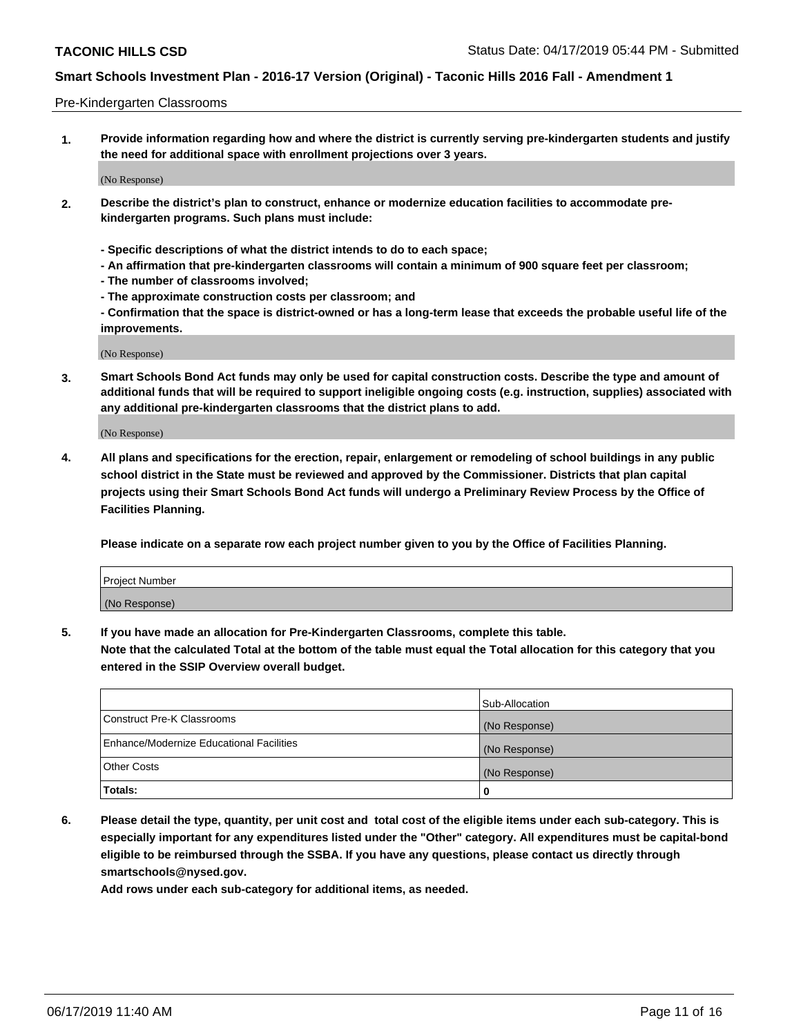Pre-Kindergarten Classrooms

**1. Provide information regarding how and where the district is currently serving pre-kindergarten students and justify the need for additional space with enrollment projections over 3 years.**

(No Response)

**2. Describe the district's plan to construct, enhance or modernize education facilities to accommodate pre-kindergarten programs. Such plans must include:**

**- Specific descriptions of what the district intends to do to each space;**
**- An affirmation that pre-kindergarten classrooms will contain a minimum of 900 square feet per classroom;**
**- The number of classrooms involved;**
**- The approximate construction costs per classroom; and**
**- Confirmation that the space is district-owned or has a long-term lease that exceeds the probable useful life of the improvements.**

(No Response)

**3. Smart Schools Bond Act funds may only be used for capital construction costs. Describe the type and amount of additional funds that will be required to support ineligible ongoing costs (e.g. instruction, supplies) associated with any additional pre-kindergarten classrooms that the district plans to add.**

(No Response)

**4. All plans and specifications for the erection, repair, enlargement or remodeling of school buildings in any public school district in the State must be reviewed and approved by the Commissioner. Districts that plan capital projects using their Smart Schools Bond Act funds will undergo a Preliminary Review Process by the Office of Facilities Planning.**

**Please indicate on a separate row each project number given to you by the Office of Facilities Planning.**

| Project Number |
| --- |
| (No Response) |

**5. If you have made an allocation for Pre-Kindergarten Classrooms, complete this table.**
**Note that the calculated Total at the bottom of the table must equal the Total allocation for this category that you entered in the SSIP Overview overall budget.**

| | Sub-Allocation |
| --- | --- |
| Construct Pre-K Classrooms | (No Response) |
| Enhance/Modernize Educational Facilities | (No Response) |
| Other Costs | (No Response) |
| **Totals:** | **0** |

**6. Please detail the type, quantity, per unit cost and total cost of the eligible items under each sub-category. This is especially important for any expenditures listed under the "Other" category. All expenditures must be capital-bond eligible to be reimbursed through the SSBA. If you have any questions, please contact us directly through smartschools@nysed.gov.**
**Add rows under each sub-category for additional items, as needed.**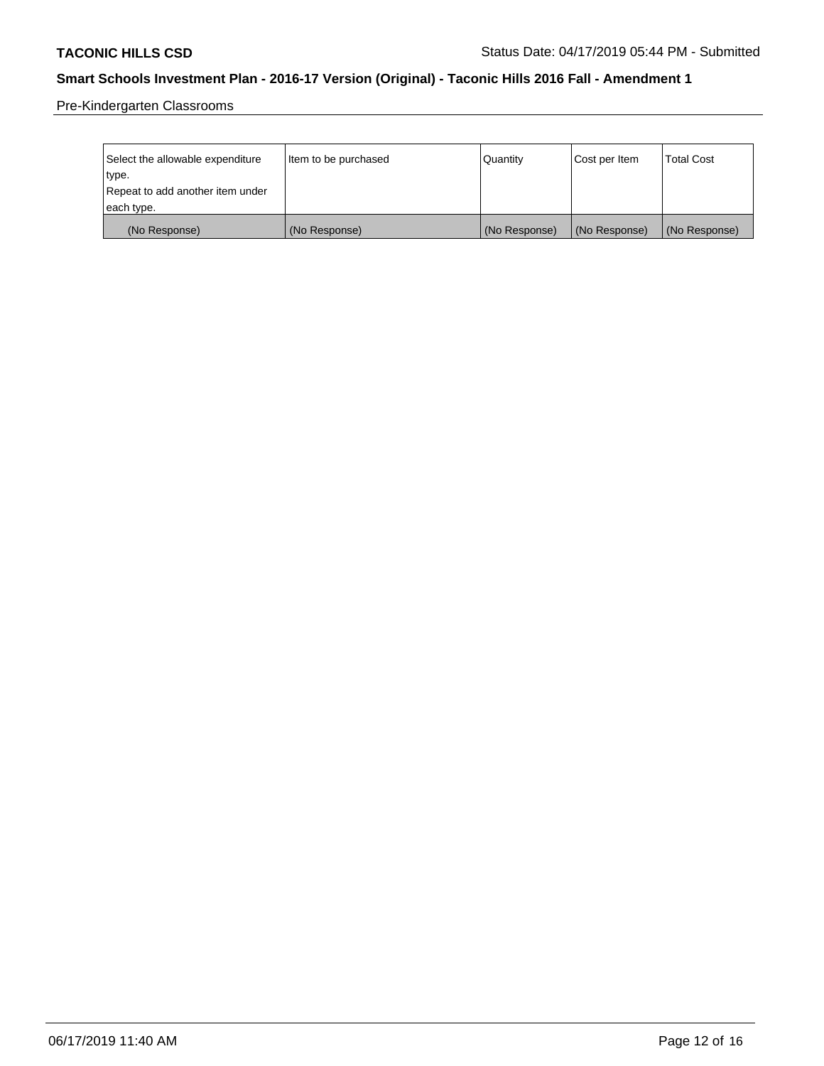Pre-Kindergarten Classrooms

| Select the allowable expenditure type. Repeat to add another item under each type. | Item to be purchased | Quantity | Cost per Item | Total Cost |
| --- | --- | --- | --- | --- |
| (No Response) | (No Response) | (No Response) | (No Response) | (No Response) |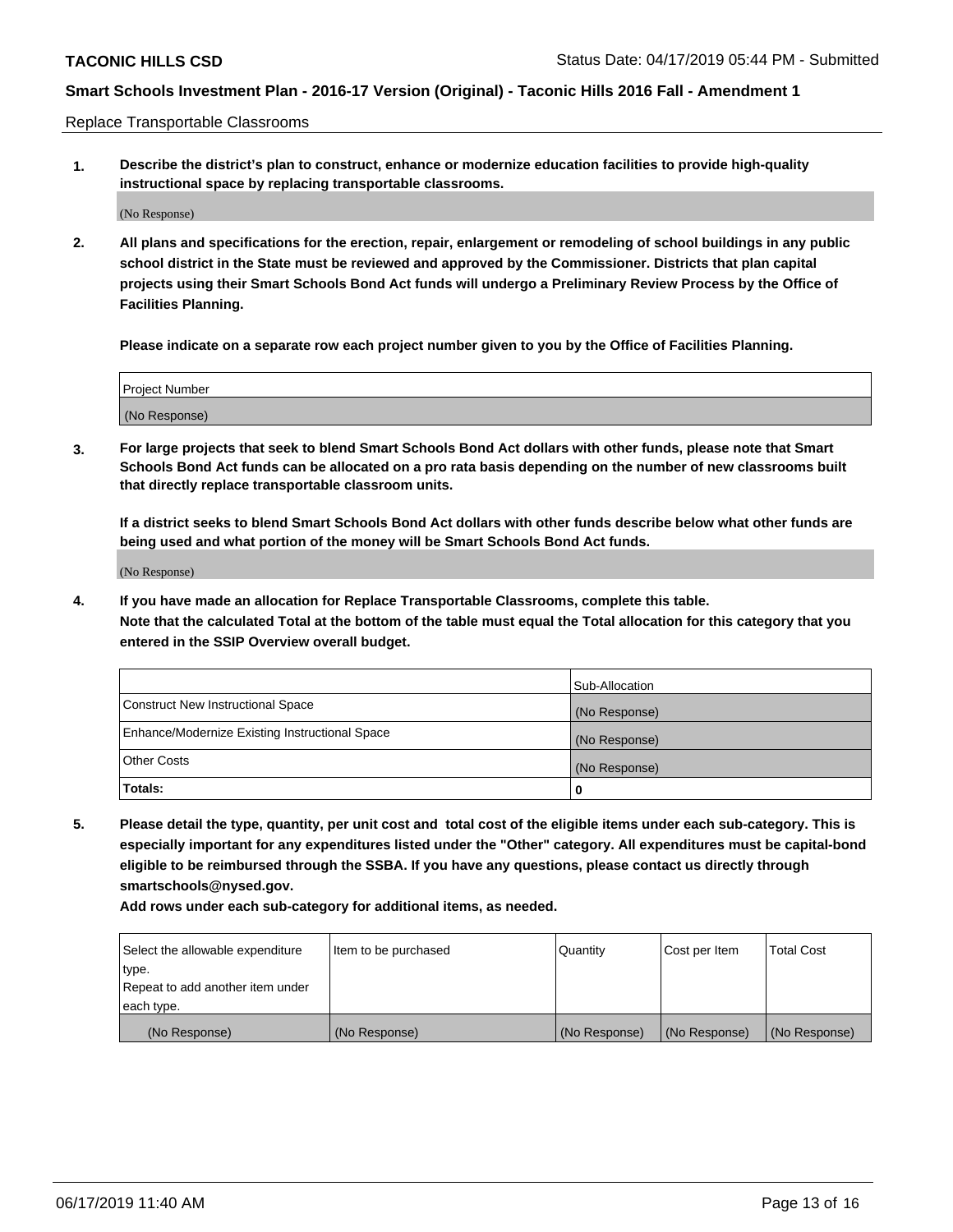Replace Transportable Classrooms

1. **Describe the district's plan to construct, enhance or modernize education facilities to provide high-quality instructional space by replacing transportable classrooms.**

(No Response)

2. **All plans and specifications for the erection, repair, enlargement or remodeling of school buildings in any public school district in the State must be reviewed and approved by the Commissioner. Districts that plan capital projects using their Smart Schools Bond Act funds will undergo a Preliminary Review Process by the Office of Facilities Planning.**

**Please indicate on a separate row each project number given to you by the Office of Facilities Planning.**

| Project Number |
|---|
| (No Response) |

3. **For large projects that seek to blend Smart Schools Bond Act dollars with other funds, please note that Smart Schools Bond Act funds can be allocated on a pro rata basis depending on the number of new classrooms built that directly replace transportable classroom units.**

**If a district seeks to blend Smart Schools Bond Act dollars with other funds describe below what other funds are being used and what portion of the money will be Smart Schools Bond Act funds.**

(No Response)

4. **If you have made an allocation for Replace Transportable Classrooms, complete this table. Note that the calculated Total at the bottom of the table must equal the Total allocation for this category that you entered in the SSIP Overview overall budget.**

| | Sub-Allocation |
|---|---|
| Construct New Instructional Space | (No Response) |
| Enhance/Modernize Existing Instructional Space | (No Response) |
| Other Costs | (No Response) |
| **Totals:** | **0** |

5. **Please detail the type, quantity, per unit cost and total cost of the eligible items under each sub-category. This is especially important for any expenditures listed under the "Other" category. All expenditures must be capital-bond eligible to be reimbursed through the SSBA. If you have any questions, please contact us directly through smartschools@nysed.gov.**

**Add rows under each sub-category for additional items, as needed.**

| Select the allowable expenditure type. Repeat to add another item under each type. | Item to be purchased | Quantity | Cost per Item | Total Cost |
|---|---|---|---|---|
| (No Response) | (No Response) | (No Response) | (No Response) | (No Response) |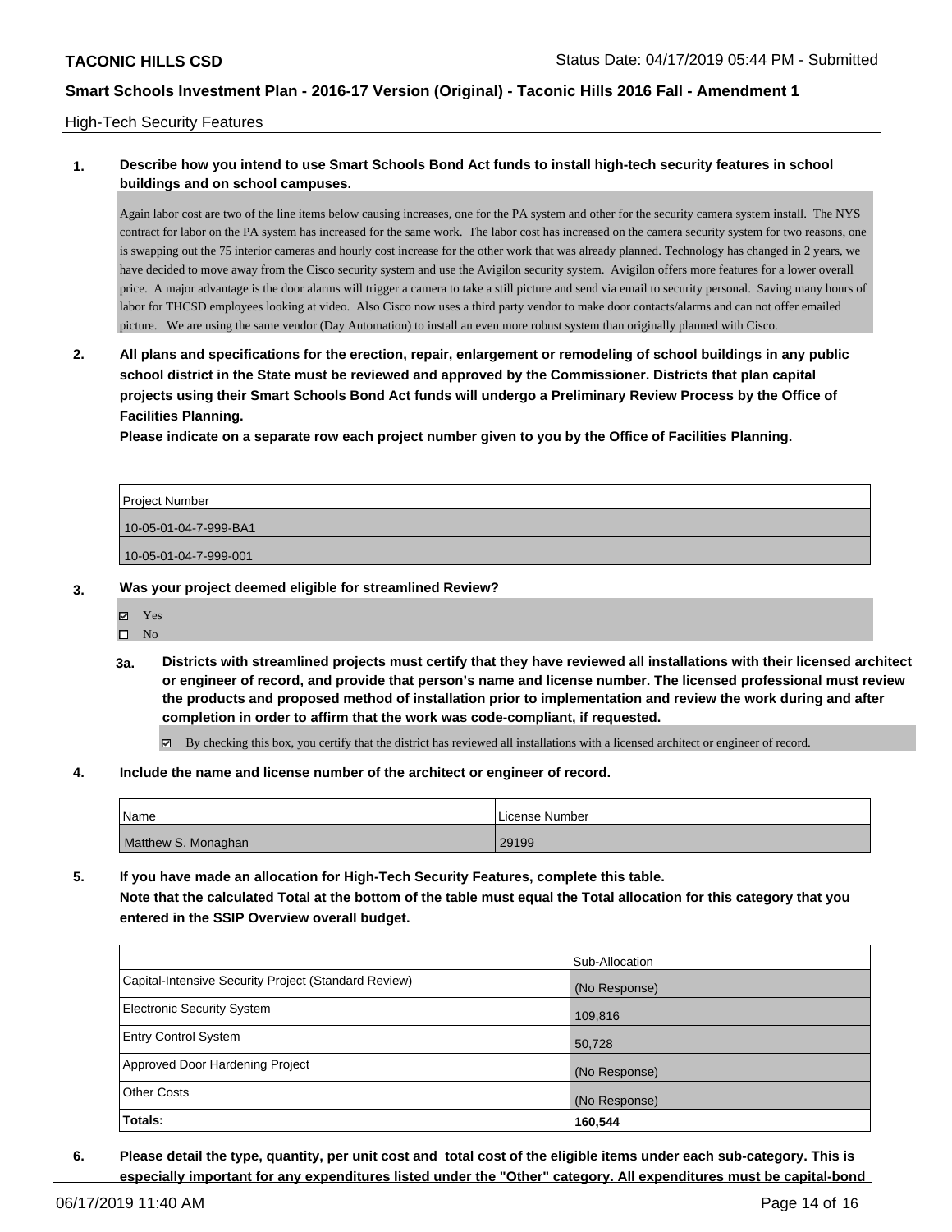## High-Tech Security Features

**1. Describe how you intend to use Smart Schools Bond Act funds to install high-tech security features in school buildings and on school campuses.**

Again labor cost are two of the line items below causing increases, one for the PA system and other for the security camera system install. The NYS contract for labor on the PA system has increased for the same work. The labor cost has increased on the camera security system for two reasons, one is swapping out the 75 interior cameras and hourly cost increase for the other work that was already planned. Technology has changed in 2 years, we have decided to move away from the Cisco security system and use the Avigilon security system. Avigilon offers more features for a lower overall price. A major advantage is the door alarms will trigger a camera to take a still picture and send via email to security personal. Saving many hours of labor for THCSD employees looking at video. Also Cisco now uses a third party vendor to make door contacts/alarms and can not offer emailed picture. We are using the same vendor (Day Automation) to install an even more robust system than originally planned with Cisco.

**2. All plans and specifications for the erection, repair, enlargement or remodeling of school buildings in any public school district in the State must be reviewed and approved by the Commissioner. Districts that plan capital projects using their Smart Schools Bond Act funds will undergo a Preliminary Review Process by the Office of Facilities Planning.**

**Please indicate on a separate row each project number given to you by the Office of Facilities Planning.**

| Project Number |
|---|
| 10-05-01-04-7-999-BA1 |
| 10-05-01-04-7-999-001 |

**3. Was your project deemed eligible for streamlined Review?**

- ☑ Yes
- ☐ No

**3a. Districts with streamlined projects must certify that they have reviewed all installations with their licensed architect or engineer of record, and provide that person's name and license number. The licensed professional must review the products and proposed method of installation prior to implementation and review the work during and after completion in order to affirm that the work was code-compliant, if requested.**

- ☑ By checking this box, you certify that the district has reviewed all installations with a licensed architect or engineer of record.

**4. Include the name and license number of the architect or engineer of record.**

| Name | License Number |
|---|---|
| Matthew S. Monaghan | 29199 |

**5. If you have made an allocation for High-Tech Security Features, complete this table.**

**Note that the calculated Total at the bottom of the table must equal the Total allocation for this category that you entered in the SSIP Overview overall budget.**

| | Sub-Allocation |
|---|---|
| Capital-Intensive Security Project (Standard Review) | (No Response) |
| Electronic Security System | 109,816 |
| Entry Control System | 50,728 |
| Approved Door Hardening Project | (No Response) |
| Other Costs | (No Response) |
| **Totals:** | **160,544** |

**6. Please detail the type, quantity, per unit cost and total cost of the eligible items under each sub-category. This is especially important for any expenditures listed under the "Other" category. All expenditures must be capital-bond**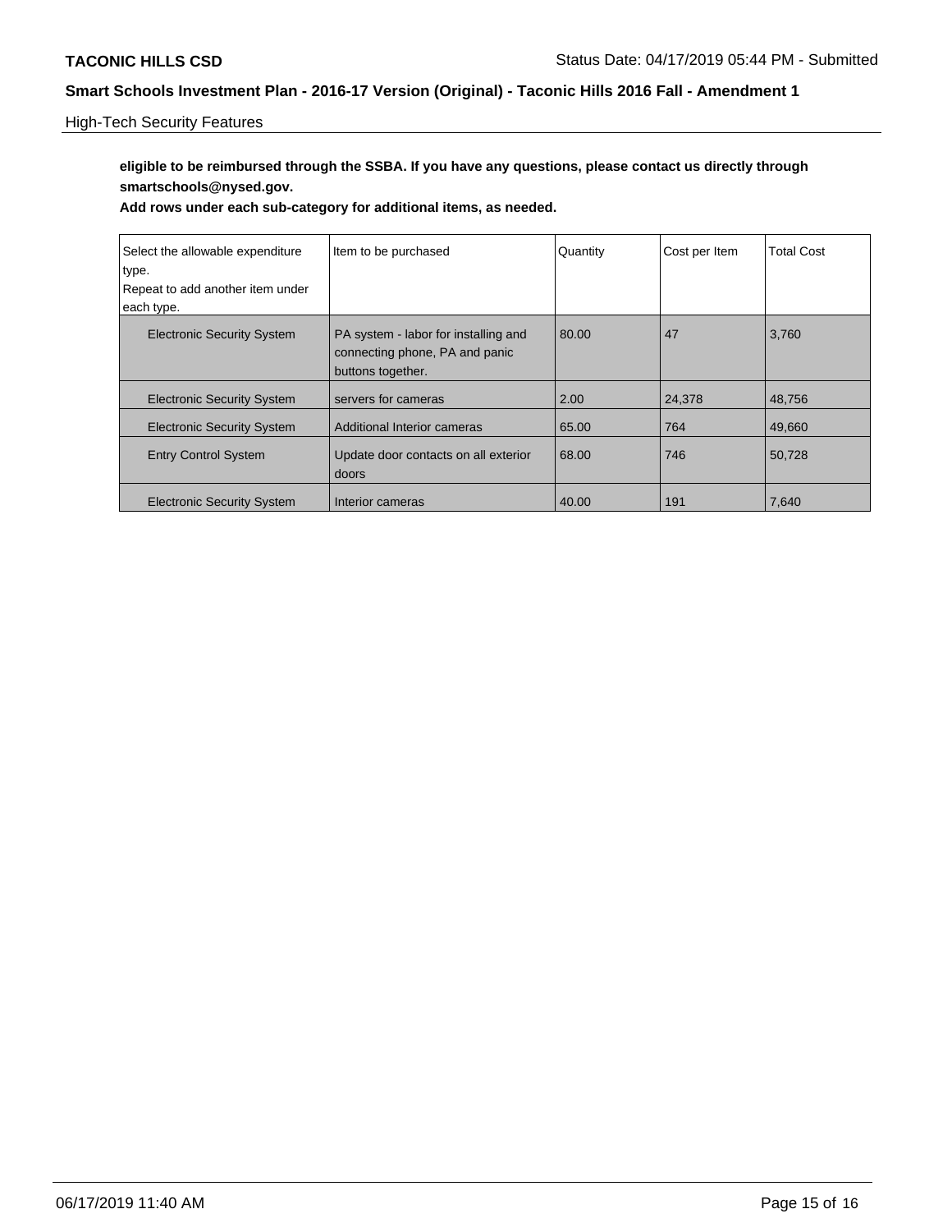High-Tech Security Features

**eligible to be reimbursed through the SSBA. If you have any questions, please contact us directly through smartschools@nysed.gov.**

**Add rows under each sub-category for additional items, as needed.**

| Select the allowable expenditure type. Repeat to add another item under each type. | Item to be purchased | Quantity | Cost per Item | Total Cost |
|---|---|---|---|---|
| Electronic Security System | PA system - labor for installing and connecting phone, PA and panic buttons together. | 80.00 | 47 | 3,760 |
| Electronic Security System | servers for cameras | 2.00 | 24,378 | 48,756 |
| Electronic Security System | Additional Interior cameras | 65.00 | 764 | 49,660 |
| Entry Control System | Update door contacts on all exterior doors | 68.00 | 746 | 50,728 |
| Electronic Security System | Interior cameras | 40.00 | 191 | 7,640 |